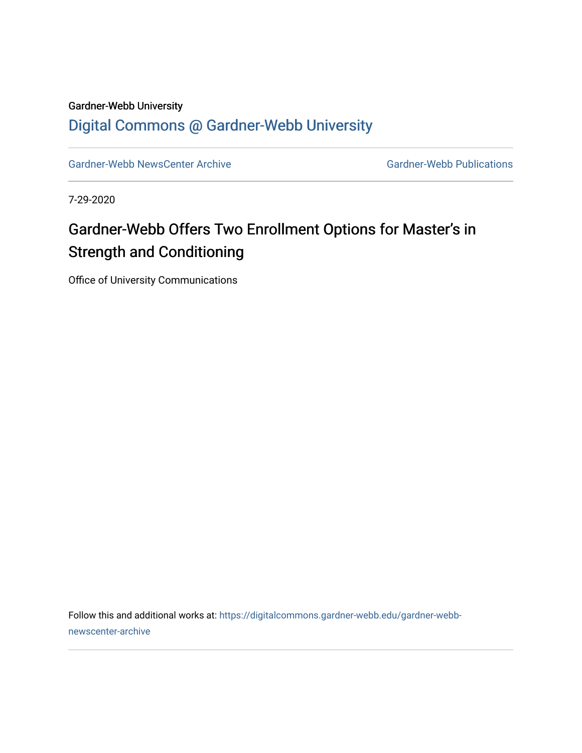Gardner-Webb University

## Digital Commons @ Gardner-Webb University

Gardner-Webb NewsCenter Archive | Gardner-Webb Publications

7-29-2020

# Gardner-Webb Offers Two Enrollment Options for Master's in Strength and Conditioning

Office of University Communications

Follow this and additional works at: https://digitalcommons.gardner-webb.edu/gardner-webb-newscenter-archive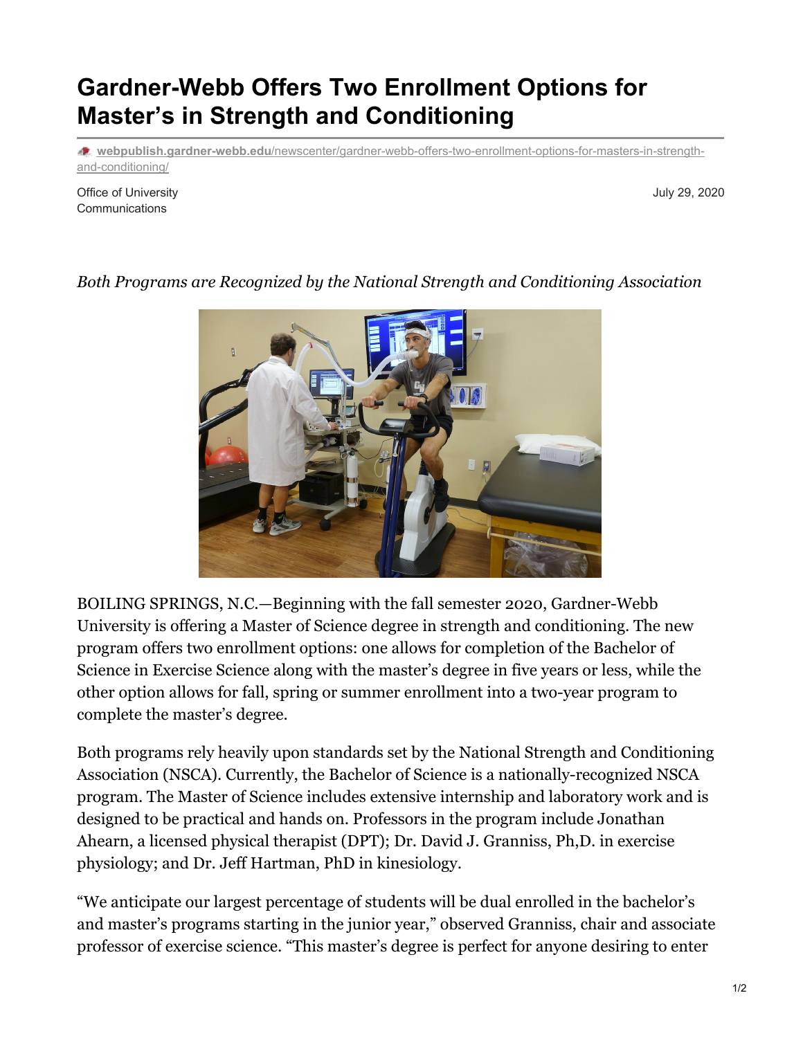# Gardner-Webb Offers Two Enrollment Options for Master's in Strength and Conditioning

webpublish.gardner-webb.edu/newscenter/gardner-webb-offers-two-enrollment-options-for-masters-in-strength-and-conditioning/

Office of University Communications

July 29, 2020

*Both Programs are Recognized by the National Strength and Conditioning Association*

BOILING SPRINGS, N.C.—Beginning with the fall semester 2020, Gardner-Webb University is offering a Master of Science degree in strength and conditioning. The new program offers two enrollment options: one allows for completion of the Bachelor of Science in Exercise Science along with the master's degree in five years or less, while the other option allows for fall, spring or summer enrollment into a two-year program to complete the master's degree.

Both programs rely heavily upon standards set by the National Strength and Conditioning Association (NSCA). Currently, the Bachelor of Science is a nationally-recognized NSCA program. The Master of Science includes extensive internship and laboratory work and is designed to be practical and hands on. Professors in the program include Jonathan Ahearn, a licensed physical therapist (DPT); Dr. David J. Granniss, Ph,D. in exercise physiology; and Dr. Jeff Hartman, PhD in kinesiology.

"We anticipate our largest percentage of students will be dual enrolled in the bachelor's and master's programs starting in the junior year," observed Granniss, chair and associate professor of exercise science. "This master's degree is perfect for anyone desiring to enter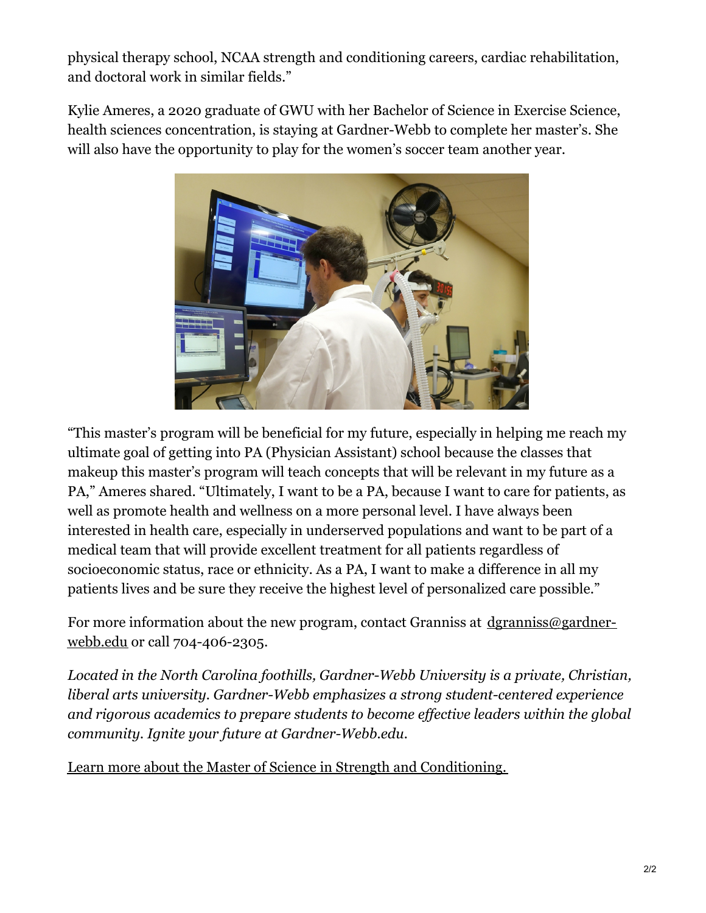physical therapy school, NCAA strength and conditioning careers, cardiac rehabilitation, and doctoral work in similar fields."

Kylie Ameres, a 2020 graduate of GWU with her Bachelor of Science in Exercise Science, health sciences concentration, is staying at Gardner-Webb to complete her master's. She will also have the opportunity to play for the women's soccer team another year.

"This master's program will be beneficial for my future, especially in helping me reach my ultimate goal of getting into PA (Physician Assistant) school because the classes that makeup this master's program will teach concepts that will be relevant in my future as a PA," Ameres shared. "Ultimately, I want to be a PA, because I want to care for patients, as well as promote health and wellness on a more personal level. I have always been interested in health care, especially in underserved populations and want to be part of a medical team that will provide excellent treatment for all patients regardless of socioeconomic status, race or ethnicity. As a PA, I want to make a difference in all my patients lives and be sure they receive the highest level of personalized care possible."

For more information about the new program, contact Granniss at dgranniss@gardner-webb.edu or call 704-406-2305.

*Located in the North Carolina foothills, Gardner-Webb University is a private, Christian, liberal arts university. Gardner-Webb emphasizes a strong student-centered experience and rigorous academics to prepare students to become effective leaders within the global community. Ignite your future at Gardner-Webb.edu.*

Learn more about the Master of Science in Strength and Conditioning.